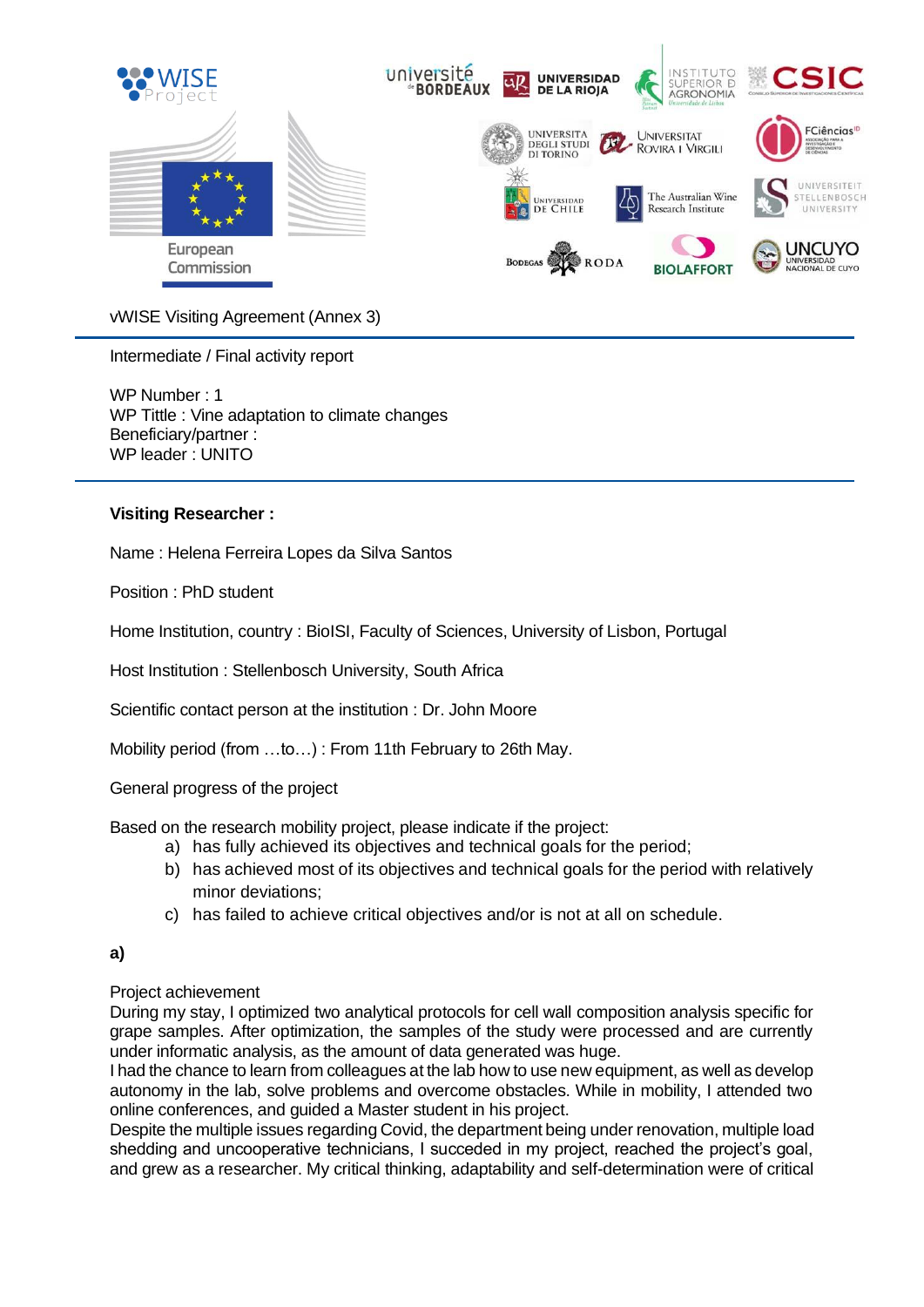vWISE Visiting Agreement (Annex 3)

---

Intermediate / Final activity report

WP Number : 1
WP Tittle : Vine adaptation to climate changes
Beneficiary/partner :
WP leader : UNITO

---

**Visiting Researcher :**

Name : Helena Ferreira Lopes da Silva Santos

Position : PhD student

Home Institution, country : BioISI, Faculty of Sciences, University of Lisbon, Portugal

Host Institution : Stellenbosch University, South Africa

Scientific contact person at the institution : Dr. John Moore

Mobility period (from …to…) : From 11th February to 26th May.

General progress of the project

Based on the research mobility project, please indicate if the project:

a) has fully achieved its objectives and technical goals for the period;
b) has achieved most of its objectives and technical goals for the period with relatively minor deviations;
c) has failed to achieve critical objectives and/or is not at all on schedule.

**a)**

Project achievement
During my stay, I optimized two analytical protocols for cell wall composition analysis specific for grape samples. After optimization, the samples of the study were processed and are currently under informatic analysis, as the amount of data generated was huge.
I had the chance to learn from colleagues at the lab how to use new equipment, as well as develop autonomy in the lab, solve problems and overcome obstacles. While in mobility, I attended two online conferences, and guided a Master student in his project.
Despite the multiple issues regarding Covid, the department being under renovation, multiple load shedding and uncooperative technicians, I succeded in my project, reached the project's goal, and grew as a researcher. My critical thinking, adaptability and self-determination were of critical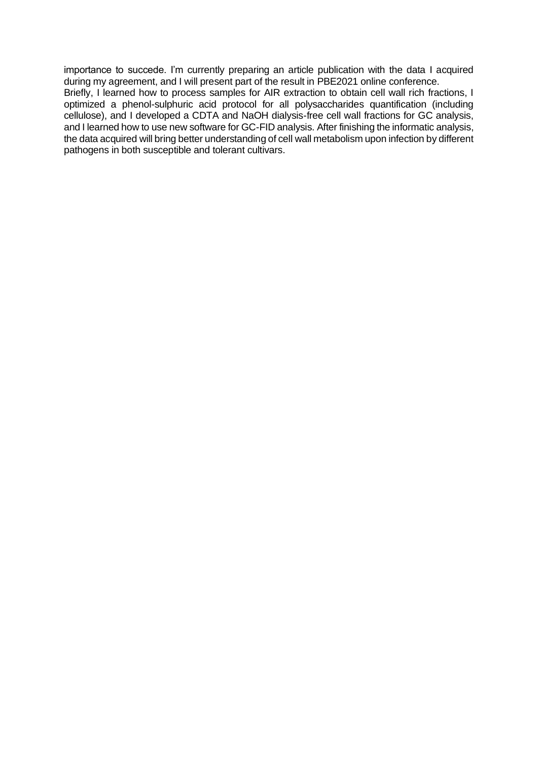importance to succede. I'm currently preparing an article publication with the data I acquired during my agreement, and I will present part of the result in PBE2021 online conference.
Briefly, I learned how to process samples for AIR extraction to obtain cell wall rich fractions, I optimized a phenol-sulphuric acid protocol for all polysaccharides quantification (including cellulose), and I developed a CDTA and NaOH dialysis-free cell wall fractions for GC analysis, and I learned how to use new software for GC-FID analysis. After finishing the informatic analysis, the data acquired will bring better understanding of cell wall metabolism upon infection by different pathogens in both susceptible and tolerant cultivars.